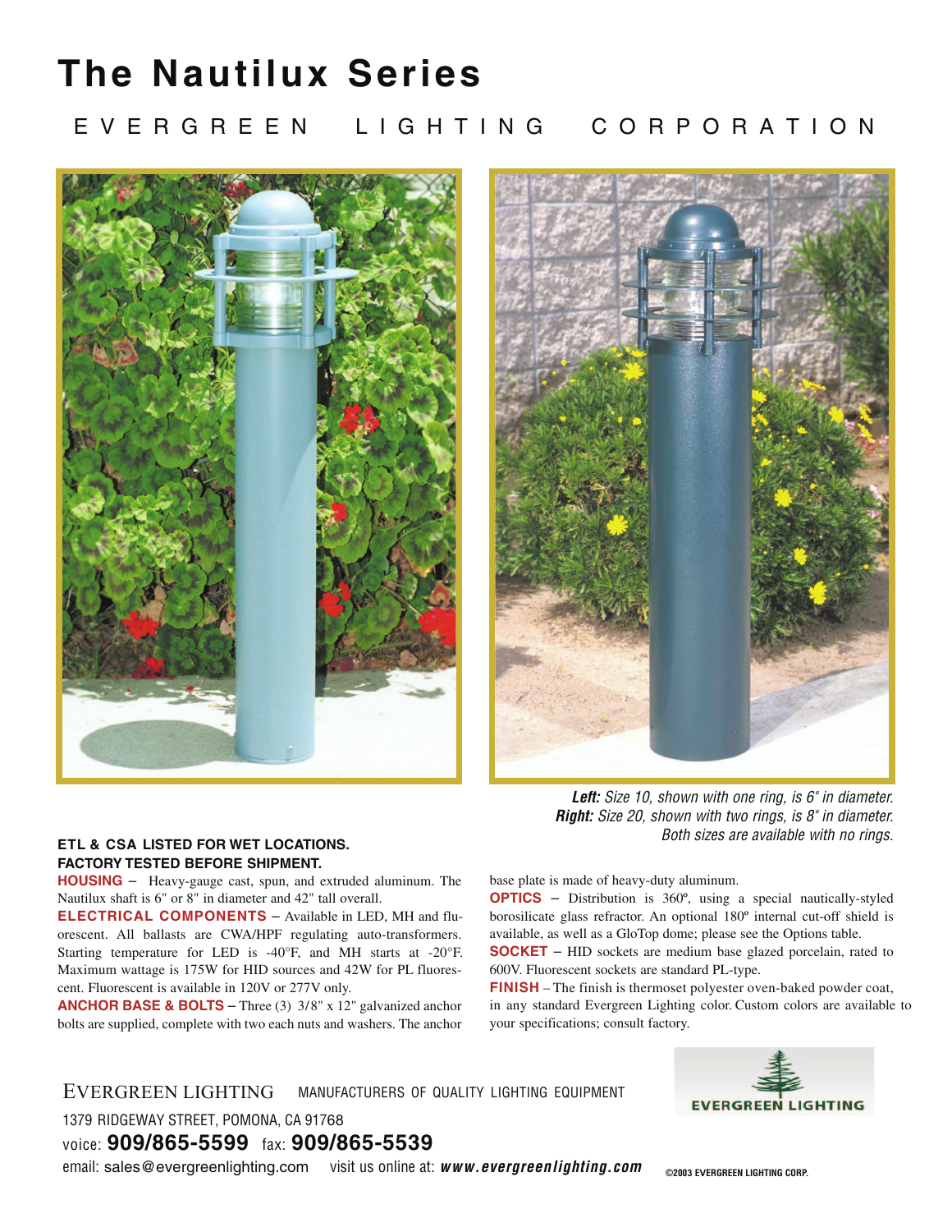# The Nautilux Series

EVERGREEN LIGHTING CORPORATION

***Left:*** *Size 10, shown with one ring, is 6" in diameter.*
***Right:*** *Size 20, shown with two rings, is 8" in diameter.*
*Both sizes are available with no rings.*

**ETL & CSA LISTED FOR WET LOCATIONS.**
**FACTORY TESTED BEFORE SHIPMENT.**

**HOUSING** – Heavy-gauge cast, spun, and extruded aluminum. The Nautilux shaft is 6" or 8" in diameter and 42" tall overall.

**ELECTRICAL COMPONENTS** – Available in LED, MH and fluorescent. All ballasts are CWA/HPF regulating auto-transformers. Starting temperature for LED is -40°F, and MH starts at -20°F. Maximum wattage is 175W for HID sources and 42W for PL fluorescent. Fluorescent is available in 120V or 277V only.

**ANCHOR BASE & BOLTS** – Three (3) 3/8" x 12" galvanized anchor bolts are supplied, complete with two each nuts and washers. The anchor base plate is made of heavy-duty aluminum.

**OPTICS** – Distribution is 360º, using a special nautically-styled borosilicate glass refractor. An optional 180º internal cut-off shield is available, as well as a GloTop dome; please see the Options table.

**SOCKET** – HID sockets are medium base glazed porcelain, rated to 600V. Fluorescent sockets are standard PL-type.

**FINISH** – The finish is thermoset polyester oven-baked powder coat, in any standard Evergreen Lighting color. Custom colors are available to your specifications; consult factory.

EVERGREEN LIGHTING MANUFACTURERS OF QUALITY LIGHTING EQUIPMENT

1379 RIDGEWAY STREET, POMONA, CA 91768

voice: **909/865-5599** fax: **909/865-5539**

email: sales@evergreenlighting.com visit us online at: ***www.evergreenlighting.com***

EVERGREEN LIGHTING

©2003 EVERGREEN LIGHTING CORP.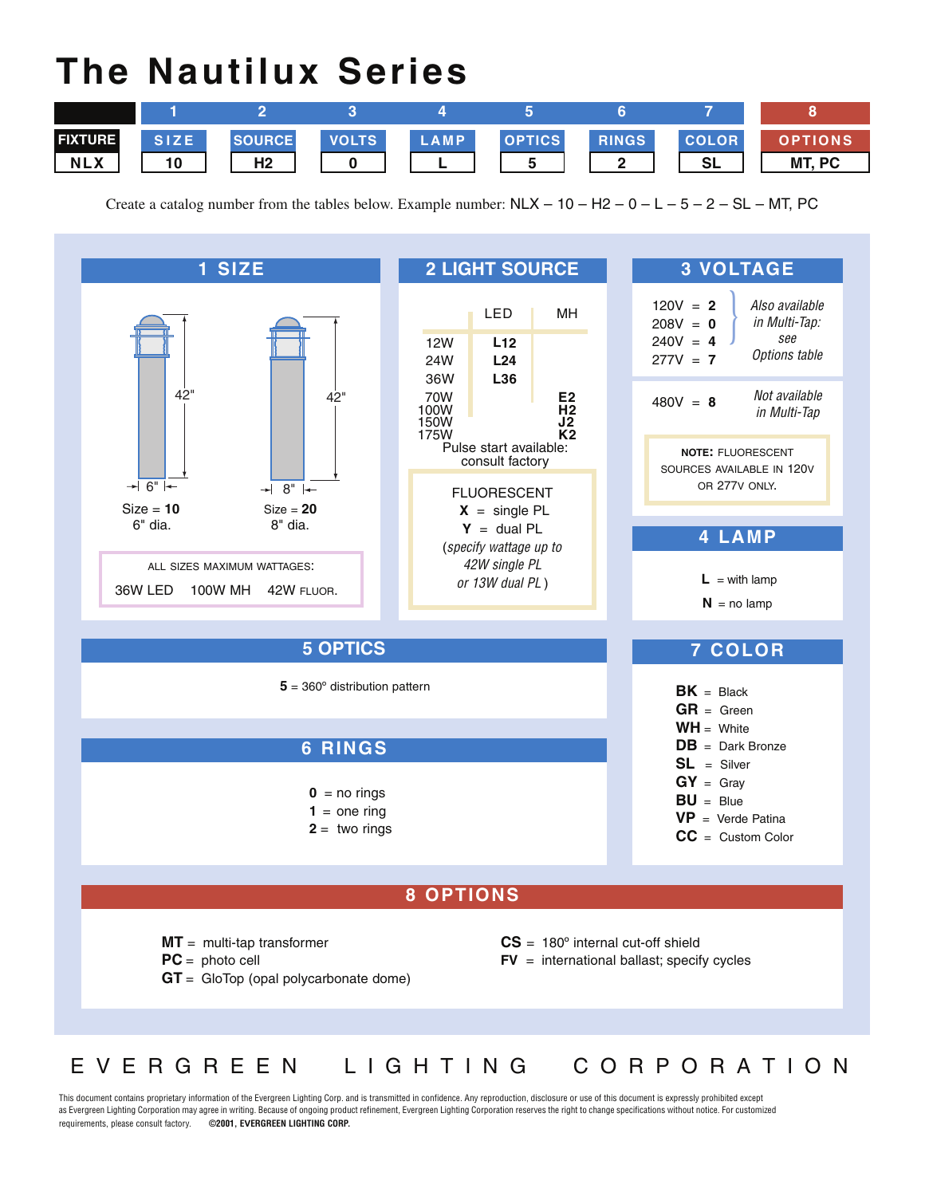# The Nautilux Series

| FIXTURE | 1 SIZE | 2 SOURCE | 3 VOLTS | 4 LAMP | 5 OPTICS | 6 RINGS | 7 COLOR | 8 OPTIONS |
|---|---|---|---|---|---|---|---|---|
| NLX | 10 | H2 | 0 | L | 5 | 2 | SL | MT, PC |

Create a catalog number from the tables below. Example number: NLX – 10 – H2 – 0 – L – 5 – 2 – SL – MT, PC

## 1 SIZE

42"

6"

Size = **10**
6" dia.

42"

8"

Size = **20**
8" dia.

ALL SIZES MAXIMUM WATTAGES:
36W LED 100W MH 42W FLUOR.

## 2 LIGHT SOURCE

| | LED | MH |
|---|---|---|
| 12W | **L12** | |
| 24W | **L24** | |
| 36W | **L36** | |
| 70W | | **E2** |
| 100W | | **H2** |
| 150W | | **J2** |
| 175W | | **K2** |

Pulse start available: consult factory

FLUORESCENT
**X** = single PL
**Y** = dual PL
(*specify wattage up to 42W single PL or 13W dual PL*)

## 3 VOLTAGE

120V = **2**
208V = **0**
240V = **4**
277V = **7**

*Also available in Multi-Tap: see Options table*

480V = **8** — *Not available in Multi-Tap*

**NOTE:** FLUORESCENT SOURCES AVAILABLE IN 120V OR 277V ONLY.

## 4 LAMP

**L** = with lamp
**N** = no lamp

## 5 OPTICS

**5** = 360° distribution pattern

## 6 RINGS

**0** = no rings
**1** = one ring
**2** = two rings

## 7 COLOR

**BK** = Black
**GR** = Green
**WH** = White
**DB** = Dark Bronze
**SL** = Silver
**GY** = Gray
**BU** = Blue
**VP** = Verde Patina
**CC** = Custom Color

## 8 OPTIONS

**MT** = multi-tap transformer
**PC** = photo cell
**GT** = GloTop (opal polycarbonate dome)
**CS** = 180° internal cut-off shield
**FV** = international ballast; specify cycles

EVERGREEN LIGHTING CORPORATION

This document contains proprietary information of the Evergreen Lighting Corp. and is transmitted in confidence. Any reproduction, disclosure or use of this document is expressly prohibited except as Evergreen Lighting Corporation may agree in writing. Because of ongoing product refinement, Evergreen Lighting Corporation reserves the right to change specifications without notice. For customized requirements, please consult factory. **©2001, EVERGREEN LIGHTING CORP.**